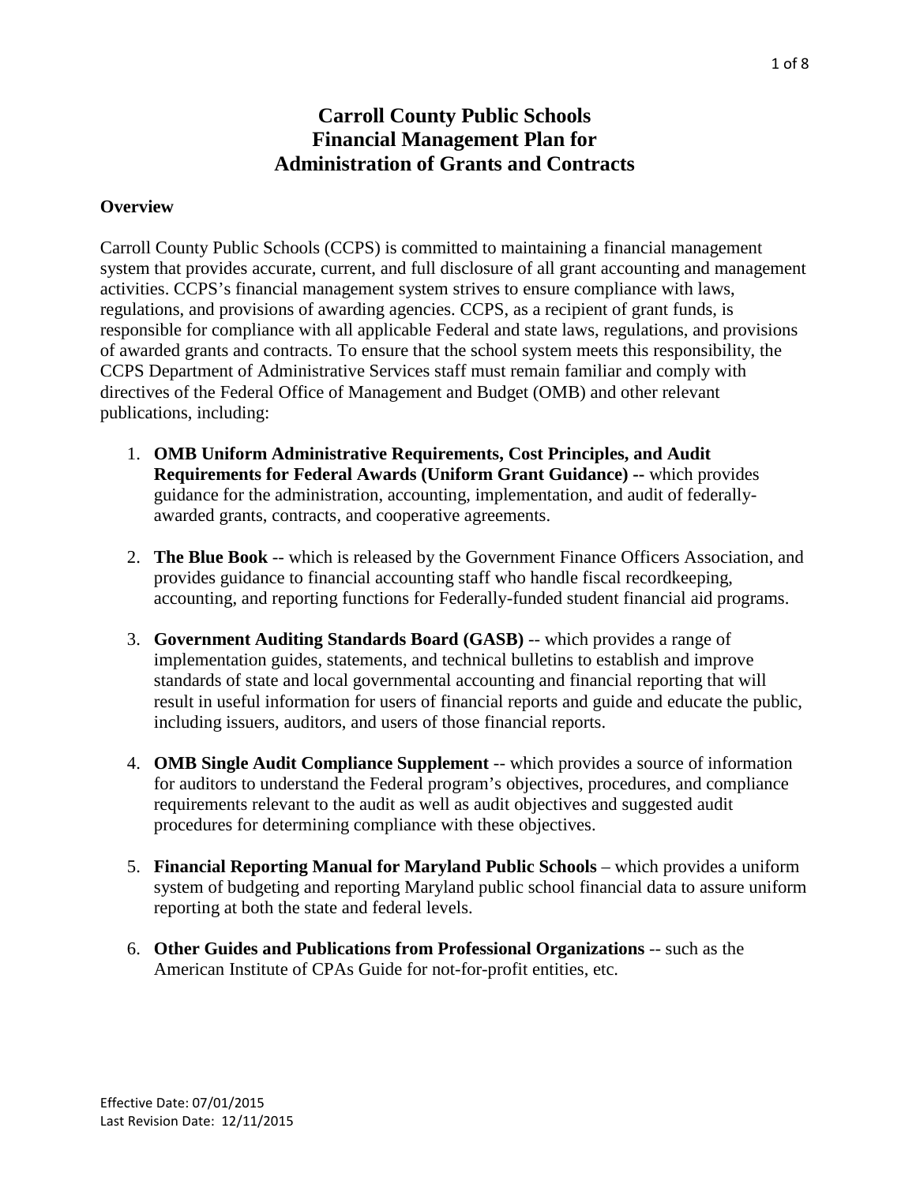# Carroll County Public Schools
# Financial Management Plan for
# Administration of Grants and Contracts

## Overview

Carroll County Public Schools (CCPS) is committed to maintaining a financial management system that provides accurate, current, and full disclosure of all grant accounting and management activities. CCPS's financial management system strives to ensure compliance with laws, regulations, and provisions of awarding agencies. CCPS, as a recipient of grant funds, is responsible for compliance with all applicable Federal and state laws, regulations, and provisions of awarded grants and contracts. To ensure that the school system meets this responsibility, the CCPS Department of Administrative Services staff must remain familiar and comply with directives of the Federal Office of Management and Budget (OMB) and other relevant publications, including:

1. **OMB Uniform Administrative Requirements, Cost Principles, and Audit Requirements for Federal Awards (Uniform Grant Guidance) --** which provides guidance for the administration, accounting, implementation, and audit of federally-awarded grants, contracts, and cooperative agreements.

2. **The Blue Book** -- which is released by the Government Finance Officers Association, and provides guidance to financial accounting staff who handle fiscal recordkeeping, accounting, and reporting functions for Federally-funded student financial aid programs.

3. **Government Auditing Standards Board (GASB)** -- which provides a range of implementation guides, statements, and technical bulletins to establish and improve standards of state and local governmental accounting and financial reporting that will result in useful information for users of financial reports and guide and educate the public, including issuers, auditors, and users of those financial reports.

4. **OMB Single Audit Compliance Supplement** -- which provides a source of information for auditors to understand the Federal program's objectives, procedures, and compliance requirements relevant to the audit as well as audit objectives and suggested audit procedures for determining compliance with these objectives.

5. **Financial Reporting Manual for Maryland Public Schools** – which provides a uniform system of budgeting and reporting Maryland public school financial data to assure uniform reporting at both the state and federal levels.

6. **Other Guides and Publications from Professional Organizations** -- such as the American Institute of CPAs Guide for not-for-profit entities, etc.

Effective Date: 07/01/2015
Last Revision Date: 12/11/2015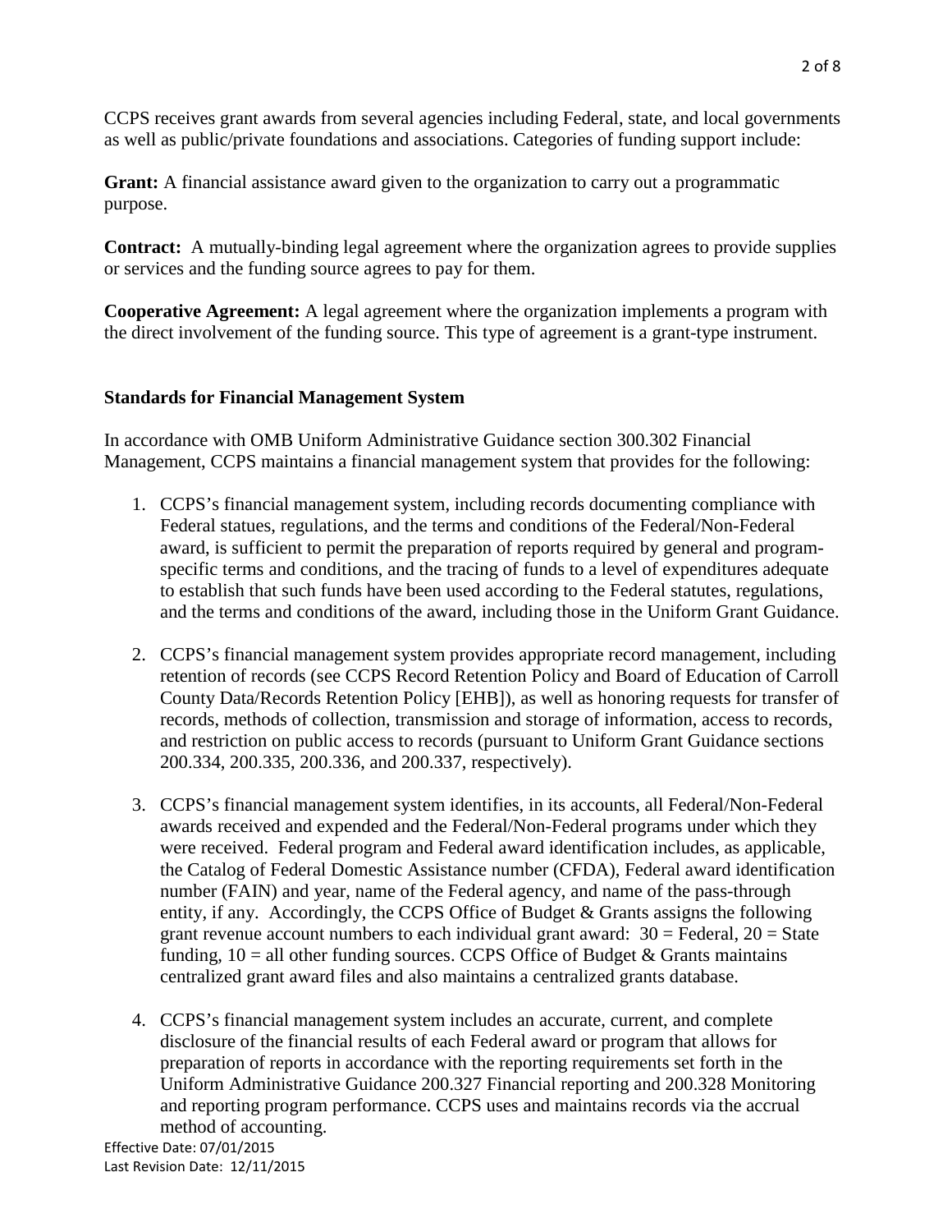CCPS receives grant awards from several agencies including Federal, state, and local governments as well as public/private foundations and associations. Categories of funding support include:

**Grant:** A financial assistance award given to the organization to carry out a programmatic purpose.

**Contract:** A mutually-binding legal agreement where the organization agrees to provide supplies or services and the funding source agrees to pay for them.

**Cooperative Agreement:** A legal agreement where the organization implements a program with the direct involvement of the funding source. This type of agreement is a grant-type instrument.

**Standards for Financial Management System**

In accordance with OMB Uniform Administrative Guidance section 300.302 Financial Management, CCPS maintains a financial management system that provides for the following:

1. CCPS's financial management system, including records documenting compliance with Federal statues, regulations, and the terms and conditions of the Federal/Non-Federal award, is sufficient to permit the preparation of reports required by general and program-specific terms and conditions, and the tracing of funds to a level of expenditures adequate to establish that such funds have been used according to the Federal statutes, regulations, and the terms and conditions of the award, including those in the Uniform Grant Guidance.

2. CCPS's financial management system provides appropriate record management, including retention of records (see CCPS Record Retention Policy and Board of Education of Carroll County Data/Records Retention Policy [EHB]), as well as honoring requests for transfer of records, methods of collection, transmission and storage of information, access to records, and restriction on public access to records (pursuant to Uniform Grant Guidance sections 200.334, 200.335, 200.336, and 200.337, respectively).

3. CCPS's financial management system identifies, in its accounts, all Federal/Non-Federal awards received and expended and the Federal/Non-Federal programs under which they were received. Federal program and Federal award identification includes, as applicable, the Catalog of Federal Domestic Assistance number (CFDA), Federal award identification number (FAIN) and year, name of the Federal agency, and name of the pass-through entity, if any. Accordingly, the CCPS Office of Budget & Grants assigns the following grant revenue account numbers to each individual grant award: 30 = Federal, 20 = State funding, 10 = all other funding sources. CCPS Office of Budget & Grants maintains centralized grant award files and also maintains a centralized grants database.

4. CCPS's financial management system includes an accurate, current, and complete disclosure of the financial results of each Federal award or program that allows for preparation of reports in accordance with the reporting requirements set forth in the Uniform Administrative Guidance 200.327 Financial reporting and 200.328 Monitoring and reporting program performance. CCPS uses and maintains records via the accrual method of accounting.

Effective Date: 07/01/2015
Last Revision Date: 12/11/2015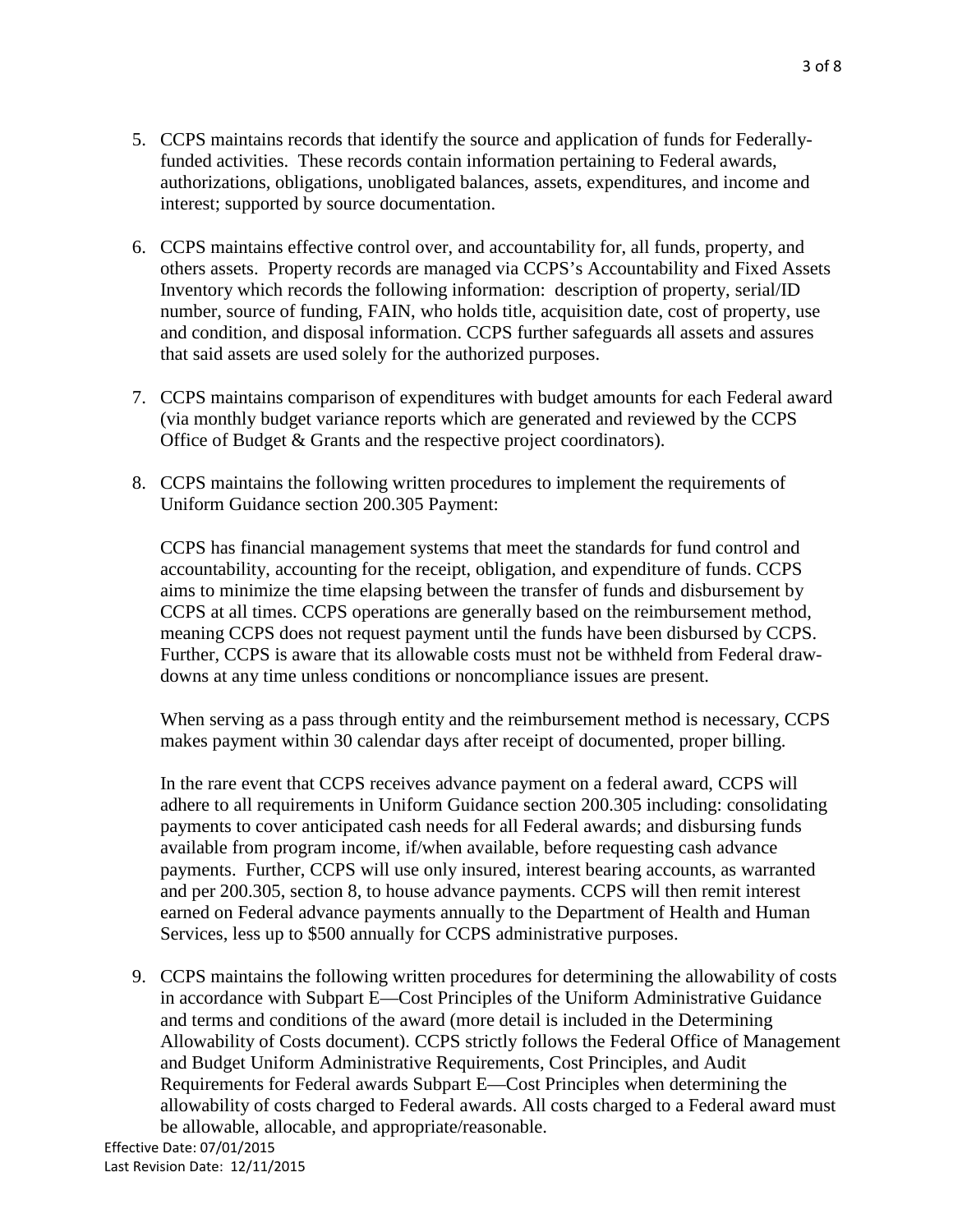5. CCPS maintains records that identify the source and application of funds for Federally-funded activities. These records contain information pertaining to Federal awards, authorizations, obligations, unobligated balances, assets, expenditures, and income and interest; supported by source documentation.

6. CCPS maintains effective control over, and accountability for, all funds, property, and others assets. Property records are managed via CCPS's Accountability and Fixed Assets Inventory which records the following information: description of property, serial/ID number, source of funding, FAIN, who holds title, acquisition date, cost of property, use and condition, and disposal information. CCPS further safeguards all assets and assures that said assets are used solely for the authorized purposes.

7. CCPS maintains comparison of expenditures with budget amounts for each Federal award (via monthly budget variance reports which are generated and reviewed by the CCPS Office of Budget & Grants and the respective project coordinators).

8. CCPS maintains the following written procedures to implement the requirements of Uniform Guidance section 200.305 Payment:

   CCPS has financial management systems that meet the standards for fund control and accountability, accounting for the receipt, obligation, and expenditure of funds. CCPS aims to minimize the time elapsing between the transfer of funds and disbursement by CCPS at all times. CCPS operations are generally based on the reimbursement method, meaning CCPS does not request payment until the funds have been disbursed by CCPS. Further, CCPS is aware that its allowable costs must not be withheld from Federal draw-downs at any time unless conditions or noncompliance issues are present.

   When serving as a pass through entity and the reimbursement method is necessary, CCPS makes payment within 30 calendar days after receipt of documented, proper billing.

   In the rare event that CCPS receives advance payment on a federal award, CCPS will adhere to all requirements in Uniform Guidance section 200.305 including: consolidating payments to cover anticipated cash needs for all Federal awards; and disbursing funds available from program income, if/when available, before requesting cash advance payments. Further, CCPS will use only insured, interest bearing accounts, as warranted and per 200.305, section 8, to house advance payments. CCPS will then remit interest earned on Federal advance payments annually to the Department of Health and Human Services, less up to $500 annually for CCPS administrative purposes.

9. CCPS maintains the following written procedures for determining the allowability of costs in accordance with Subpart E—Cost Principles of the Uniform Administrative Guidance and terms and conditions of the award (more detail is included in the Determining Allowability of Costs document). CCPS strictly follows the Federal Office of Management and Budget Uniform Administrative Requirements, Cost Principles, and Audit Requirements for Federal awards Subpart E—Cost Principles when determining the allowability of costs charged to Federal awards. All costs charged to a Federal award must be allowable, allocable, and appropriate/reasonable.

Effective Date: 07/01/2015
Last Revision Date: 12/11/2015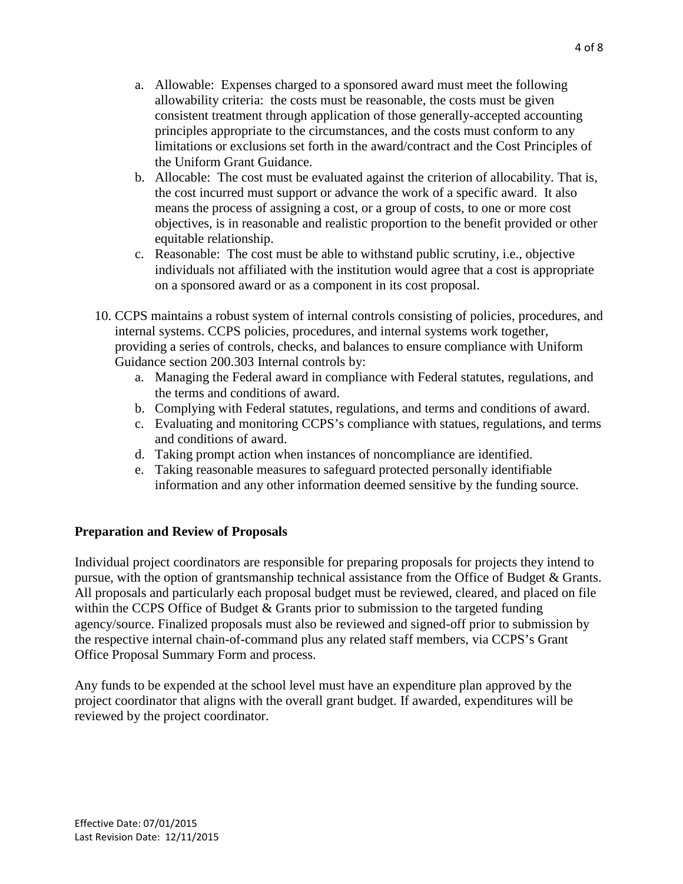a. Allowable: Expenses charged to a sponsored award must meet the following allowability criteria: the costs must be reasonable, the costs must be given consistent treatment through application of those generally-accepted accounting principles appropriate to the circumstances, and the costs must conform to any limitations or exclusions set forth in the award/contract and the Cost Principles of the Uniform Grant Guidance.
   b. Allocable: The cost must be evaluated against the criterion of allocability. That is, the cost incurred must support or advance the work of a specific award. It also means the process of assigning a cost, or a group of costs, to one or more cost objectives, is in reasonable and realistic proportion to the benefit provided or other equitable relationship.
   c. Reasonable: The cost must be able to withstand public scrutiny, i.e., objective individuals not affiliated with the institution would agree that a cost is appropriate on a sponsored award or as a component in its cost proposal.

10. CCPS maintains a robust system of internal controls consisting of policies, procedures, and internal systems. CCPS policies, procedures, and internal systems work together, providing a series of controls, checks, and balances to ensure compliance with Uniform Guidance section 200.303 Internal controls by:
    a. Managing the Federal award in compliance with Federal statutes, regulations, and the terms and conditions of award.
    b. Complying with Federal statutes, regulations, and terms and conditions of award.
    c. Evaluating and monitoring CCPS's compliance with statues, regulations, and terms and conditions of award.
    d. Taking prompt action when instances of noncompliance are identified.
    e. Taking reasonable measures to safeguard protected personally identifiable information and any other information deemed sensitive by the funding source.

**Preparation and Review of Proposals**

Individual project coordinators are responsible for preparing proposals for projects they intend to pursue, with the option of grantsmanship technical assistance from the Office of Budget & Grants. All proposals and particularly each proposal budget must be reviewed, cleared, and placed on file within the CCPS Office of Budget & Grants prior to submission to the targeted funding agency/source. Finalized proposals must also be reviewed and signed-off prior to submission by the respective internal chain-of-command plus any related staff members, via CCPS's Grant Office Proposal Summary Form and process.

Any funds to be expended at the school level must have an expenditure plan approved by the project coordinator that aligns with the overall grant budget. If awarded, expenditures will be reviewed by the project coordinator.

Effective Date: 07/01/2015
Last Revision Date: 12/11/2015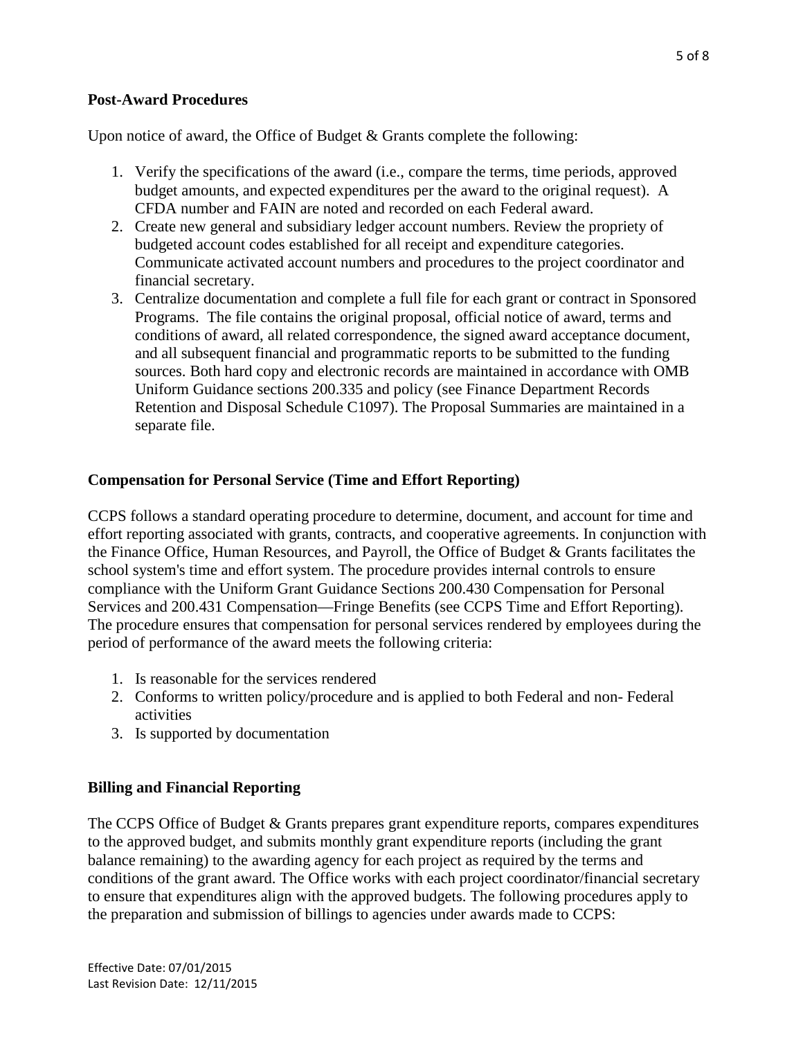**Post-Award Procedures**

Upon notice of award, the Office of Budget & Grants complete the following:

1. Verify the specifications of the award (i.e., compare the terms, time periods, approved budget amounts, and expected expenditures per the award to the original request). A CFDA number and FAIN are noted and recorded on each Federal award.
2. Create new general and subsidiary ledger account numbers. Review the propriety of budgeted account codes established for all receipt and expenditure categories. Communicate activated account numbers and procedures to the project coordinator and financial secretary.
3. Centralize documentation and complete a full file for each grant or contract in Sponsored Programs. The file contains the original proposal, official notice of award, terms and conditions of award, all related correspondence, the signed award acceptance document, and all subsequent financial and programmatic reports to be submitted to the funding sources. Both hard copy and electronic records are maintained in accordance with OMB Uniform Guidance sections 200.335 and policy (see Finance Department Records Retention and Disposal Schedule C1097). The Proposal Summaries are maintained in a separate file.

**Compensation for Personal Service (Time and Effort Reporting)**

CCPS follows a standard operating procedure to determine, document, and account for time and effort reporting associated with grants, contracts, and cooperative agreements. In conjunction with the Finance Office, Human Resources, and Payroll, the Office of Budget & Grants facilitates the school system's time and effort system. The procedure provides internal controls to ensure compliance with the Uniform Grant Guidance Sections 200.430 Compensation for Personal Services and 200.431 Compensation—Fringe Benefits (see CCPS Time and Effort Reporting). The procedure ensures that compensation for personal services rendered by employees during the period of performance of the award meets the following criteria:

1. Is reasonable for the services rendered
2. Conforms to written policy/procedure and is applied to both Federal and non- Federal activities
3. Is supported by documentation

**Billing and Financial Reporting**

The CCPS Office of Budget & Grants prepares grant expenditure reports, compares expenditures to the approved budget, and submits monthly grant expenditure reports (including the grant balance remaining) to the awarding agency for each project as required by the terms and conditions of the grant award. The Office works with each project coordinator/financial secretary to ensure that expenditures align with the approved budgets. The following procedures apply to the preparation and submission of billings to agencies under awards made to CCPS: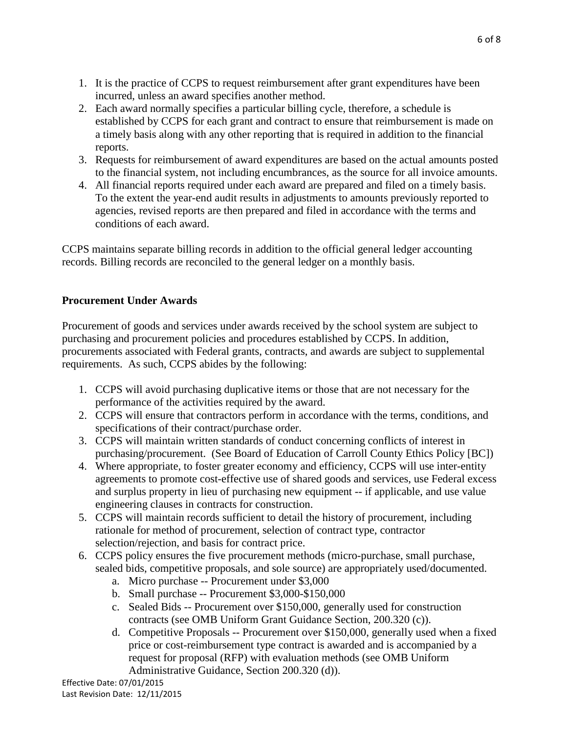1. It is the practice of CCPS to request reimbursement after grant expenditures have been incurred, unless an award specifies another method.
2. Each award normally specifies a particular billing cycle, therefore, a schedule is established by CCPS for each grant and contract to ensure that reimbursement is made on a timely basis along with any other reporting that is required in addition to the financial reports.
3. Requests for reimbursement of award expenditures are based on the actual amounts posted to the financial system, not including encumbrances, as the source for all invoice amounts.
4. All financial reports required under each award are prepared and filed on a timely basis. To the extent the year-end audit results in adjustments to amounts previously reported to agencies, revised reports are then prepared and filed in accordance with the terms and conditions of each award.

CCPS maintains separate billing records in addition to the official general ledger accounting records. Billing records are reconciled to the general ledger on a monthly basis.

**Procurement Under Awards**

Procurement of goods and services under awards received by the school system are subject to purchasing and procurement policies and procedures established by CCPS. In addition, procurements associated with Federal grants, contracts, and awards are subject to supplemental requirements. As such, CCPS abides by the following:

1. CCPS will avoid purchasing duplicative items or those that are not necessary for the performance of the activities required by the award.
2. CCPS will ensure that contractors perform in accordance with the terms, conditions, and specifications of their contract/purchase order.
3. CCPS will maintain written standards of conduct concerning conflicts of interest in purchasing/procurement. (See Board of Education of Carroll County Ethics Policy [BC])
4. Where appropriate, to foster greater economy and efficiency, CCPS will use inter-entity agreements to promote cost-effective use of shared goods and services, use Federal excess and surplus property in lieu of purchasing new equipment -- if applicable, and use value engineering clauses in contracts for construction.
5. CCPS will maintain records sufficient to detail the history of procurement, including rationale for method of procurement, selection of contract type, contractor selection/rejection, and basis for contract price.
6. CCPS policy ensures the five procurement methods (micro-purchase, small purchase, sealed bids, competitive proposals, and sole source) are appropriately used/documented.
   a. Micro purchase -- Procurement under $3,000
   b. Small purchase -- Procurement $3,000-$150,000
   c. Sealed Bids -- Procurement over $150,000, generally used for construction contracts (see OMB Uniform Grant Guidance Section, 200.320 (c)).
   d. Competitive Proposals -- Procurement over $150,000, generally used when a fixed price or cost-reimbursement type contract is awarded and is accompanied by a request for proposal (RFP) with evaluation methods (see OMB Uniform Administrative Guidance, Section 200.320 (d)).

Effective Date: 07/01/2015
Last Revision Date: 12/11/2015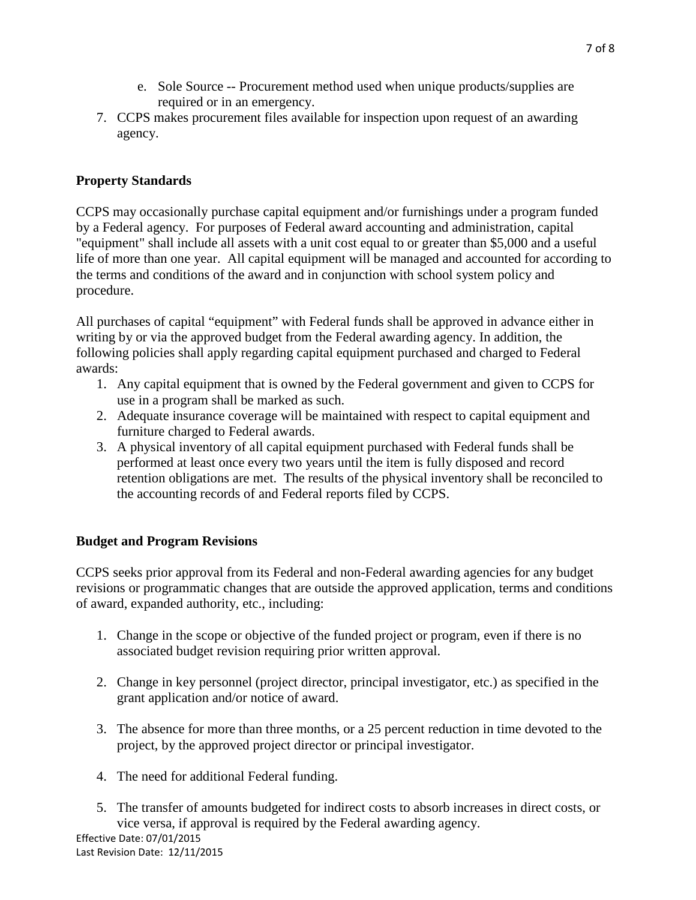e. Sole Source -- Procurement method used when unique products/supplies are required or in an emergency.

7. CCPS makes procurement files available for inspection upon request of an awarding agency.

**Property Standards**

CCPS may occasionally purchase capital equipment and/or furnishings under a program funded by a Federal agency. For purposes of Federal award accounting and administration, capital "equipment" shall include all assets with a unit cost equal to or greater than $5,000 and a useful life of more than one year. All capital equipment will be managed and accounted for according to the terms and conditions of the award and in conjunction with school system policy and procedure.

All purchases of capital "equipment" with Federal funds shall be approved in advance either in writing by or via the approved budget from the Federal awarding agency. In addition, the following policies shall apply regarding capital equipment purchased and charged to Federal awards:

1. Any capital equipment that is owned by the Federal government and given to CCPS for use in a program shall be marked as such.
2. Adequate insurance coverage will be maintained with respect to capital equipment and furniture charged to Federal awards.
3. A physical inventory of all capital equipment purchased with Federal funds shall be performed at least once every two years until the item is fully disposed and record retention obligations are met. The results of the physical inventory shall be reconciled to the accounting records of and Federal reports filed by CCPS.

**Budget and Program Revisions**

CCPS seeks prior approval from its Federal and non-Federal awarding agencies for any budget revisions or programmatic changes that are outside the approved application, terms and conditions of award, expanded authority, etc., including:

1. Change in the scope or objective of the funded project or program, even if there is no associated budget revision requiring prior written approval.

2. Change in key personnel (project director, principal investigator, etc.) as specified in the grant application and/or notice of award.

3. The absence for more than three months, or a 25 percent reduction in time devoted to the project, by the approved project director or principal investigator.

4. The need for additional Federal funding.

5. The transfer of amounts budgeted for indirect costs to absorb increases in direct costs, or vice versa, if approval is required by the Federal awarding agency.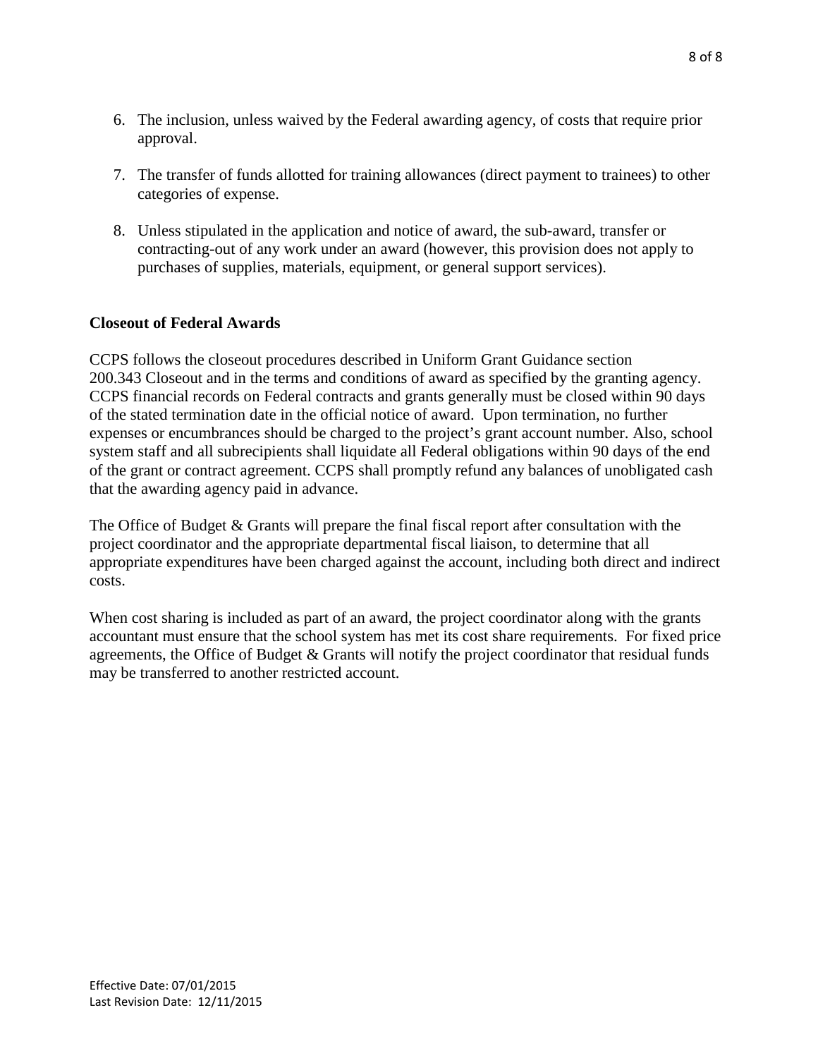6. The inclusion, unless waived by the Federal awarding agency, of costs that require prior approval.

7. The transfer of funds allotted for training allowances (direct payment to trainees) to other categories of expense.

8. Unless stipulated in the application and notice of award, the sub-award, transfer or contracting-out of any work under an award (however, this provision does not apply to purchases of supplies, materials, equipment, or general support services).

**Closeout of Federal Awards**

CCPS follows the closeout procedures described in Uniform Grant Guidance section 200.343 Closeout and in the terms and conditions of award as specified by the granting agency. CCPS financial records on Federal contracts and grants generally must be closed within 90 days of the stated termination date in the official notice of award. Upon termination, no further expenses or encumbrances should be charged to the project's grant account number. Also, school system staff and all subrecipients shall liquidate all Federal obligations within 90 days of the end of the grant or contract agreement. CCPS shall promptly refund any balances of unobligated cash that the awarding agency paid in advance.

The Office of Budget & Grants will prepare the final fiscal report after consultation with the project coordinator and the appropriate departmental fiscal liaison, to determine that all appropriate expenditures have been charged against the account, including both direct and indirect costs.

When cost sharing is included as part of an award, the project coordinator along with the grants accountant must ensure that the school system has met its cost share requirements. For fixed price agreements, the Office of Budget & Grants will notify the project coordinator that residual funds may be transferred to another restricted account.

Effective Date: 07/01/2015
Last Revision Date: 12/11/2015